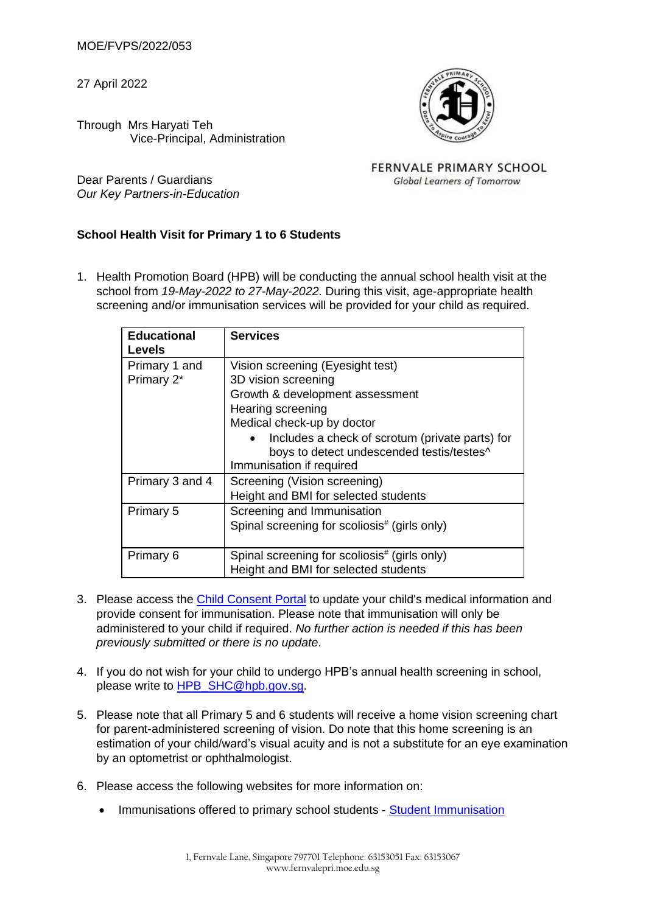MOE/FVPS/2022/053

27 April 2022

Through Mrs Haryati Teh
Vice-Principal, Administration

FERNVALE PRIMARY SCHOOL
*Global Learners of Tomorrow*

Dear Parents / Guardians
*Our Key Partners-in-Education*

**School Health Visit for Primary 1 to 6 Students**

1. Health Promotion Board (HPB) will be conducting the annual school health visit at the school from *19-May-2022 to 27-May-2022*. During this visit, age-appropriate health screening and/or immunisation services will be provided for your child as required.

| **Educational Levels** | **Services** |
|---|---|
| Primary 1 and Primary 2* | Vision screening (Eyesight test)<br>3D vision screening<br>Growth & development assessment<br>Hearing screening<br>Medical check-up by doctor<br>• Includes a check of scrotum (private parts) for boys to detect undescended testis/testes^<br>Immunisation if required |
| Primary 3 and 4 | Screening (Vision screening)<br>Height and BMI for selected students |
| Primary 5 | Screening and Immunisation<br>Spinal screening for scoliosis# (girls only) |
| Primary 6 | Spinal screening for scoliosis# (girls only)<br>Height and BMI for selected students |

3. Please access the [Child Consent Portal] to update your child's medical information and provide consent for immunisation. Please note that immunisation will only be administered to your child if required. *No further action is needed if this has been previously submitted or there is no update*.

4. If you do not wish for your child to undergo HPB's annual health screening in school, please write to HPB_SHC@hpb.gov.sg.

5. Please note that all Primary 5 and 6 students will receive a home vision screening chart for parent-administered screening of vision. Do note that this home screening is an estimation of your child/ward's visual acuity and is not a substitute for an eye examination by an optometrist or ophthalmologist.

6. Please access the following websites for more information on:

   - Immunisations offered to primary school students - [Student Immunisation]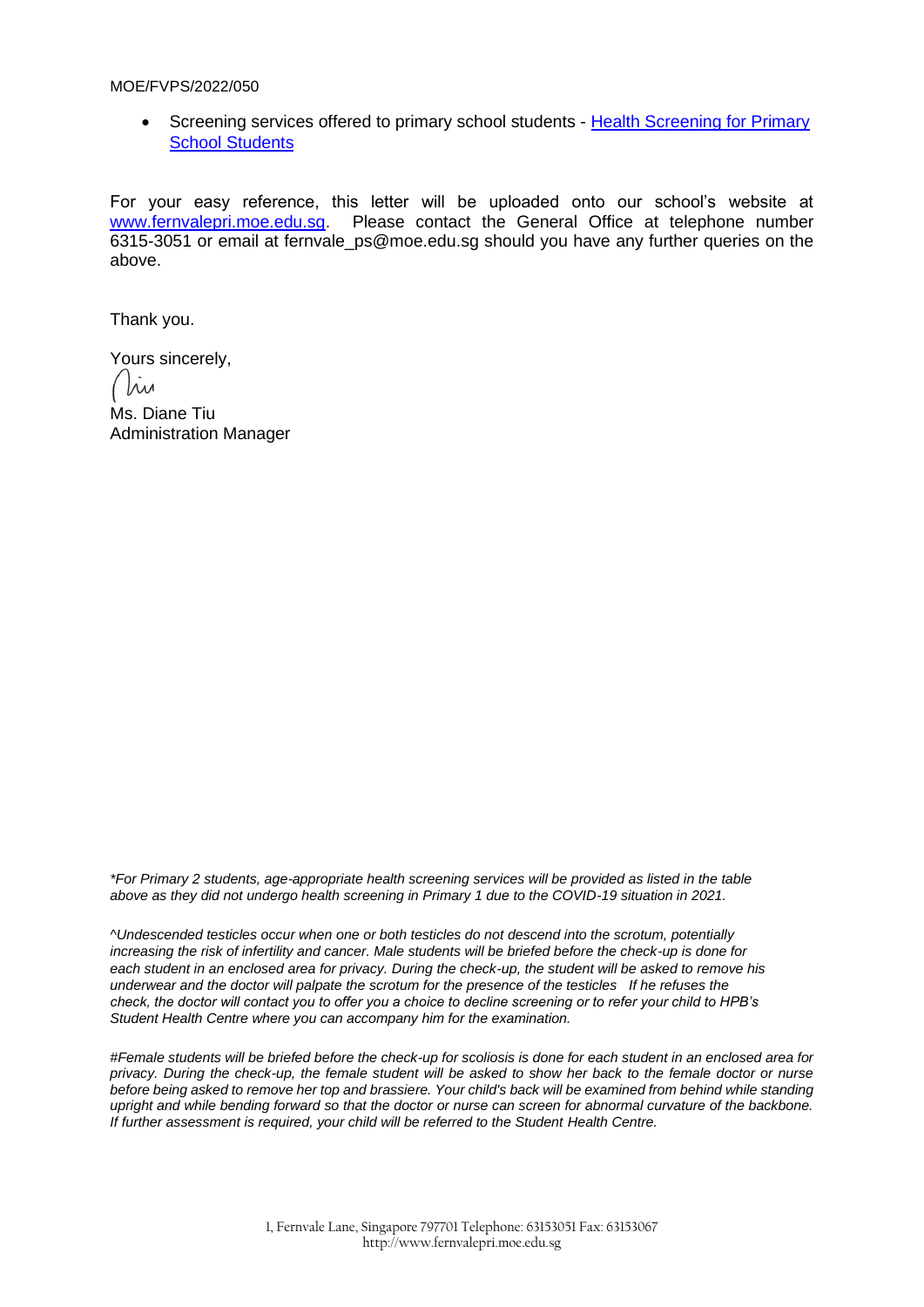MOE/FVPS/2022/050

- Screening services offered to primary school students - [Health Screening for Primary School Students]

For your easy reference, this letter will be uploaded onto our school's website at www.fernvalepri.moe.edu.sg. Please contact the General Office at telephone number 6315-3051 or email at fernvale_ps@moe.edu.sg should you have any further queries on the above.

Thank you.

Yours sincerely,

Ms. Diane Tiu
Administration Manager

*\*For Primary 2 students, age-appropriate health screening services will be provided as listed in the table above as they did not undergo health screening in Primary 1 due to the COVID-19 situation in 2021.*

*^Undescended testicles occur when one or both testicles do not descend into the scrotum, potentially increasing the risk of infertility and cancer. Male students will be briefed before the check-up is done for each student in an enclosed area for privacy. During the check-up, the student will be asked to remove his underwear and the doctor will palpate the scrotum for the presence of the testicles If he refuses the check, the doctor will contact you to offer you a choice to decline screening or to refer your child to HPB's Student Health Centre where you can accompany him for the examination.*

*#Female students will be briefed before the check-up for scoliosis is done for each student in an enclosed area for privacy. During the check-up, the female student will be asked to show her back to the female doctor or nurse before being asked to remove her top and brassiere. Your child's back will be examined from behind while standing upright and while bending forward so that the doctor or nurse can screen for abnormal curvature of the backbone. If further assessment is required, your child will be referred to the Student Health Centre.*